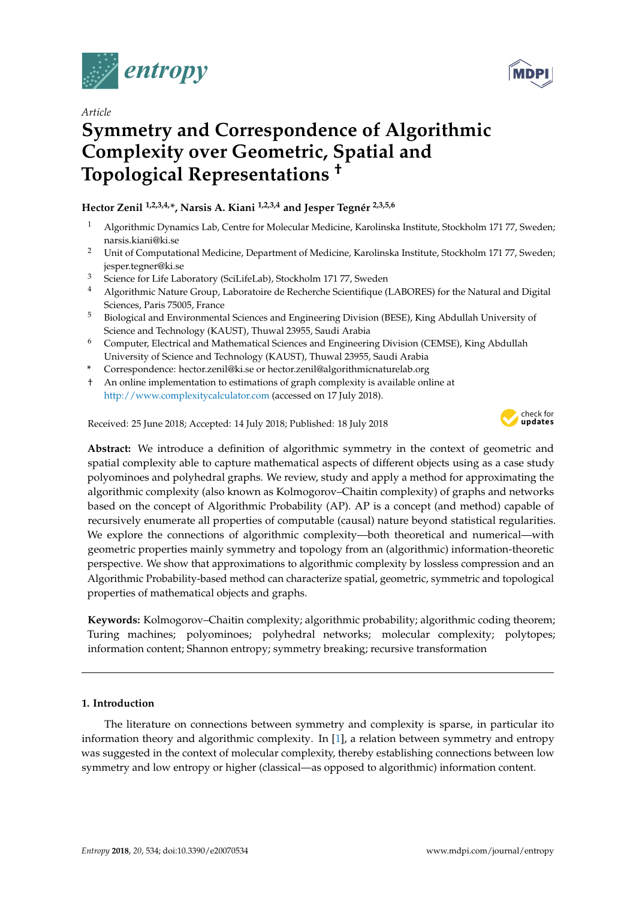*Article*

# Symmetry and Correspondence of Algorithmic Complexity over Geometric, Spatial and Topological Representations †

**Hector Zenil [1,2,3,4,*], Narsis A. Kiani [1,2,3,4] and Jesper Tegnér [2,3,5,6]**

1. Algorithmic Dynamics Lab, Centre for Molecular Medicine, Karolinska Institute, Stockholm 171 77, Sweden; narsis.kiani@ki.se
2. Unit of Computational Medicine, Department of Medicine, Karolinska Institute, Stockholm 171 77, Sweden; jesper.tegner@ki.se
3. Science for Life Laboratory (SciLifeLab), Stockholm 171 77, Sweden
4. Algorithmic Nature Group, Laboratoire de Recherche Scientifique (LABORES) for the Natural and Digital Sciences, Paris 75005, France
5. Biological and Environmental Sciences and Engineering Division (BESE), King Abdullah University of Science and Technology (KAUST), Thuwal 23955, Saudi Arabia
6. Computer, Electrical and Mathematical Sciences and Engineering Division (CEMSE), King Abdullah University of Science and Technology (KAUST), Thuwal 23955, Saudi Arabia

\* Correspondence: hector.zenil@ki.se or hector.zenil@algorithmicnaturelab.org

† An online implementation to estimations of graph complexity is available online at http://www.complexitycalculator.com (accessed on 17 July 2018).

Received: 25 June 2018; Accepted: 14 July 2018; Published: 18 July 2018

**Abstract:** We introduce a definition of algorithmic symmetry in the context of geometric and spatial complexity able to capture mathematical aspects of different objects using as a case study polyominoes and polyhedral graphs. We review, study and apply a method for approximating the algorithmic complexity (also known as Kolmogorov–Chaitin complexity) of graphs and networks based on the concept of Algorithmic Probability (AP). AP is a concept (and method) capable of recursively enumerate all properties of computable (causal) nature beyond statistical regularities. We explore the connections of algorithmic complexity—both theoretical and numerical—with geometric properties mainly symmetry and topology from an (algorithmic) information-theoretic perspective. We show that approximations to algorithmic complexity by lossless compression and an Algorithmic Probability-based method can characterize spatial, geometric, symmetric and topological properties of mathematical objects and graphs.

**Keywords:** Kolmogorov–Chaitin complexity; algorithmic probability; algorithmic coding theorem; Turing machines; polyominoes; polyhedral networks; molecular complexity; polytopes; information content; Shannon entropy; symmetry breaking; recursive transformation

## 1. Introduction

The literature on connections between symmetry and complexity is sparse, in particular ito information theory and algorithmic complexity. In [1], a relation between symmetry and entropy was suggested in the context of molecular complexity, thereby establishing connections between low symmetry and low entropy or higher (classical—as opposed to algorithmic) information content.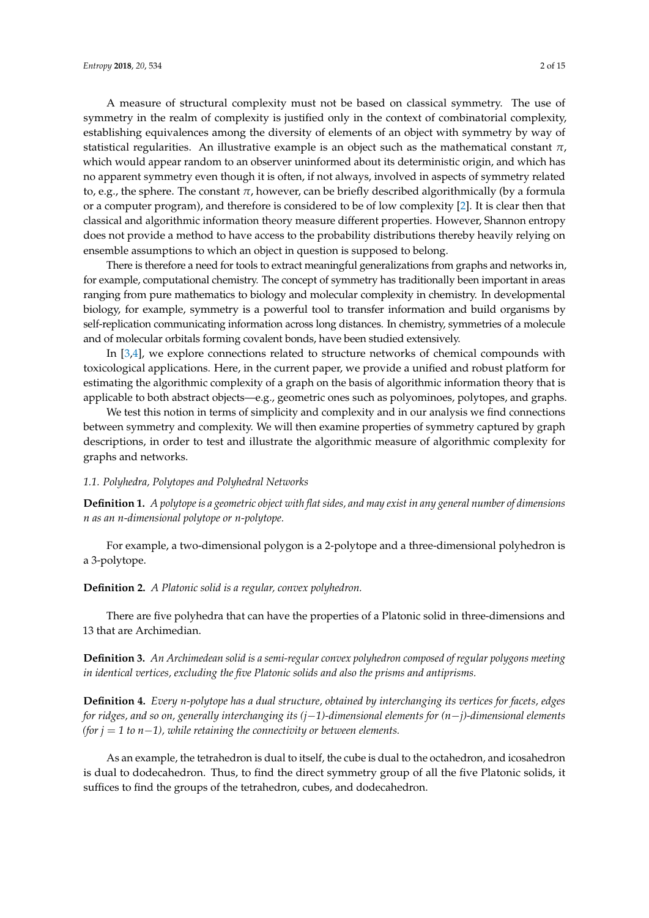A measure of structural complexity must not be based on classical symmetry. The use of symmetry in the realm of complexity is justified only in the context of combinatorial complexity, establishing equivalences among the diversity of elements of an object with symmetry by way of statistical regularities. An illustrative example is an object such as the mathematical constant $\pi$, which would appear random to an observer uninformed about its deterministic origin, and which has no apparent symmetry even though it is often, if not always, involved in aspects of symmetry related to, e.g., the sphere. The constant $\pi$, however, can be briefly described algorithmically (by a formula or a computer program), and therefore is considered to be of low complexity [2]. It is clear then that classical and algorithmic information theory measure different properties. However, Shannon entropy does not provide a method to have access to the probability distributions thereby heavily relying on ensemble assumptions to which an object in question is supposed to belong.

There is therefore a need for tools to extract meaningful generalizations from graphs and networks in, for example, computational chemistry. The concept of symmetry has traditionally been important in areas ranging from pure mathematics to biology and molecular complexity in chemistry. In developmental biology, for example, symmetry is a powerful tool to transfer information and build organisms by self-replication communicating information across long distances. In chemistry, symmetries of a molecule and of molecular orbitals forming covalent bonds, have been studied extensively.

In [3,4], we explore connections related to structure networks of chemical compounds with toxicological applications. Here, in the current paper, we provide a unified and robust platform for estimating the algorithmic complexity of a graph on the basis of algorithmic information theory that is applicable to both abstract objects—e.g., geometric ones such as polyominoes, polytopes, and graphs.

We test this notion in terms of simplicity and complexity and in our analysis we find connections between symmetry and complexity. We will then examine properties of symmetry captured by graph descriptions, in order to test and illustrate the algorithmic measure of algorithmic complexity for graphs and networks.

### 1.1. Polyhedra, Polytopes and Polyhedral Networks

**Definition 1.** *A polytope is a geometric object with flat sides, and may exist in any general number of dimensions n as an n-dimensional polytope or n-polytope.*

For example, a two-dimensional polygon is a 2-polytope and a three-dimensional polyhedron is a 3-polytope.

**Definition 2.** *A Platonic solid is a regular, convex polyhedron.*

There are five polyhedra that can have the properties of a Platonic solid in three-dimensions and 13 that are Archimedian.

**Definition 3.** *An Archimedean solid is a semi-regular convex polyhedron composed of regular polygons meeting in identical vertices, excluding the five Platonic solids and also the prisms and antiprisms.*

**Definition 4.** *Every n-polytope has a dual structure, obtained by interchanging its vertices for facets, edges for ridges, and so on, generally interchanging its ($j-1$)-dimensional elements for ($n-j$)-dimensional elements (for $j = 1$ to $n-1$), while retaining the connectivity or between elements.*

As an example, the tetrahedron is dual to itself, the cube is dual to the octahedron, and icosahedron is dual to dodecahedron. Thus, to find the direct symmetry group of all the five Platonic solids, it suffices to find the groups of the tetrahedron, cubes, and dodecahedron.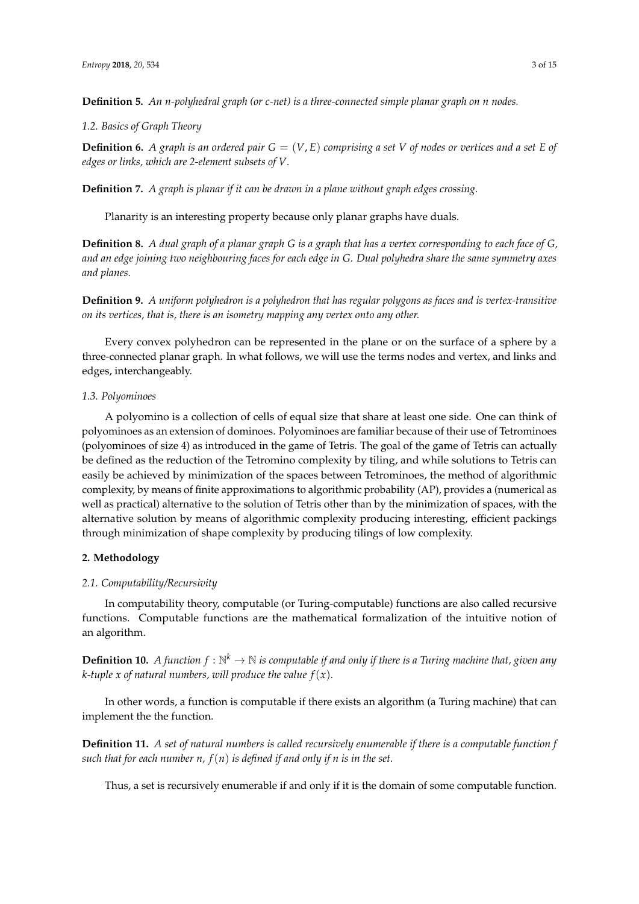**Definition 5.** *An n-polyhedral graph (or c-net) is a three-connected simple planar graph on n nodes.*

### 1.2. Basics of Graph Theory

**Definition 6.** *A graph is an ordered pair $G = (V, E)$ comprising a set $V$ of nodes or vertices and a set $E$ of edges or links, which are 2-element subsets of $V$.*

**Definition 7.** *A graph is planar if it can be drawn in a plane without graph edges crossing.*

Planarity is an interesting property because only planar graphs have duals.

**Definition 8.** *A dual graph of a planar graph G is a graph that has a vertex corresponding to each face of G, and an edge joining two neighbouring faces for each edge in G. Dual polyhedra share the same symmetry axes and planes.*

**Definition 9.** *A uniform polyhedron is a polyhedron that has regular polygons as faces and is vertex-transitive on its vertices, that is, there is an isometry mapping any vertex onto any other.*

Every convex polyhedron can be represented in the plane or on the surface of a sphere by a three-connected planar graph. In what follows, we will use the terms nodes and vertex, and links and edges, interchangeably.

### 1.3. Polyominoes

A polyomino is a collection of cells of equal size that share at least one side. One can think of polyominoes as an extension of dominoes. Polyominoes are familiar because of their use of Tetrominoes (polyominoes of size 4) as introduced in the game of Tetris. The goal of the game of Tetris can actually be defined as the reduction of the Tetromino complexity by tiling, and while solutions to Tetris can easily be achieved by minimization of the spaces between Tetrominoes, the method of algorithmic complexity, by means of finite approximations to algorithmic probability (AP), provides a (numerical as well as practical) alternative to the solution of Tetris other than by the minimization of spaces, with the alternative solution by means of algorithmic complexity producing interesting, efficient packings through minimization of shape complexity by producing tilings of low complexity.

## 2. Methodology

### 2.1. Computability/Recursivity

In computability theory, computable (or Turing-computable) functions are also called recursive functions. Computable functions are the mathematical formalization of the intuitive notion of an algorithm.

**Definition 10.** *A function $f : \mathbb{N}^k \to \mathbb{N}$ is computable if and only if there is a Turing machine that, given any k-tuple x of natural numbers, will produce the value $f(x)$.*

In other words, a function is computable if there exists an algorithm (a Turing machine) that can implement the the function.

**Definition 11.** *A set of natural numbers is called recursively enumerable if there is a computable function f such that for each number n, $f(n)$ is defined if and only if n is in the set.*

Thus, a set is recursively enumerable if and only if it is the domain of some computable function.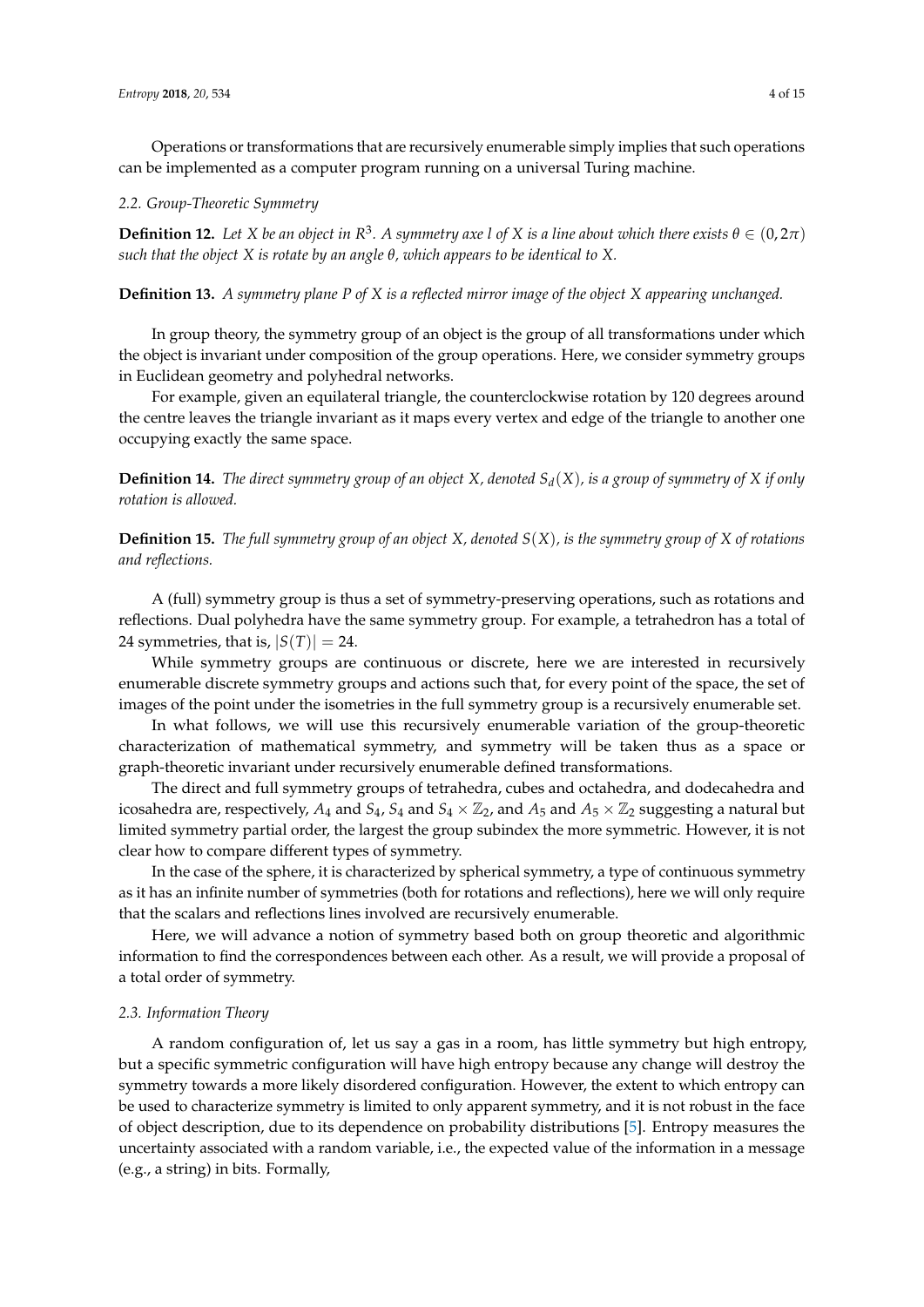Operations or transformations that are recursively enumerable simply implies that such operations can be implemented as a computer program running on a universal Turing machine.

### 2.2. Group-Theoretic Symmetry

**Definition 12.** *Let $X$ be an object in $R^3$. A symmetry axe $l$ of $X$ is a line about which there exists $\theta \in (0, 2\pi)$ such that the object $X$ is rotate by an angle $\theta$, which appears to be identical to $X$.*

**Definition 13.** *A symmetry plane $P$ of $X$ is a reflected mirror image of the object $X$ appearing unchanged.*

In group theory, the symmetry group of an object is the group of all transformations under which the object is invariant under composition of the group operations. Here, we consider symmetry groups in Euclidean geometry and polyhedral networks.

For example, given an equilateral triangle, the counterclockwise rotation by 120 degrees around the centre leaves the triangle invariant as it maps every vertex and edge of the triangle to another one occupying exactly the same space.

**Definition 14.** *The direct symmetry group of an object $X$, denoted $S_d(X)$, is a group of symmetry of $X$ if only rotation is allowed.*

**Definition 15.** *The full symmetry group of an object $X$, denoted $S(X)$, is the symmetry group of $X$ of rotations and reflections.*

A (full) symmetry group is thus a set of symmetry-preserving operations, such as rotations and reflections. Dual polyhedra have the same symmetry group. For example, a tetrahedron has a total of 24 symmetries, that is, $|S(T)| = 24$.

While symmetry groups are continuous or discrete, here we are interested in recursively enumerable discrete symmetry groups and actions such that, for every point of the space, the set of images of the point under the isometries in the full symmetry group is a recursively enumerable set.

In what follows, we will use this recursively enumerable variation of the group-theoretic characterization of mathematical symmetry, and symmetry will be taken thus as a space or graph-theoretic invariant under recursively enumerable defined transformations.

The direct and full symmetry groups of tetrahedra, cubes and octahedra, and dodecahedra and icosahedra are, respectively, $A_4$ and $S_4$, $S_4$ and $S_4 \times \mathbb{Z}_2$, and $A_5$ and $A_5 \times \mathbb{Z}_2$ suggesting a natural but limited symmetry partial order, the largest the group subindex the more symmetric. However, it is not clear how to compare different types of symmetry.

In the case of the sphere, it is characterized by spherical symmetry, a type of continuous symmetry as it has an infinite number of symmetries (both for rotations and reflections), here we will only require that the scalars and reflections lines involved are recursively enumerable.

Here, we will advance a notion of symmetry based both on group theoretic and algorithmic information to find the correspondences between each other. As a result, we will provide a proposal of a total order of symmetry.

### 2.3. Information Theory

A random configuration of, let us say a gas in a room, has little symmetry but high entropy, but a specific symmetric configuration will have high entropy because any change will destroy the symmetry towards a more likely disordered configuration. However, the extent to which entropy can be used to characterize symmetry is limited to only apparent symmetry, and it is not robust in the face of object description, due to its dependence on probability distributions [5]. Entropy measures the uncertainty associated with a random variable, i.e., the expected value of the information in a message (e.g., a string) in bits. Formally,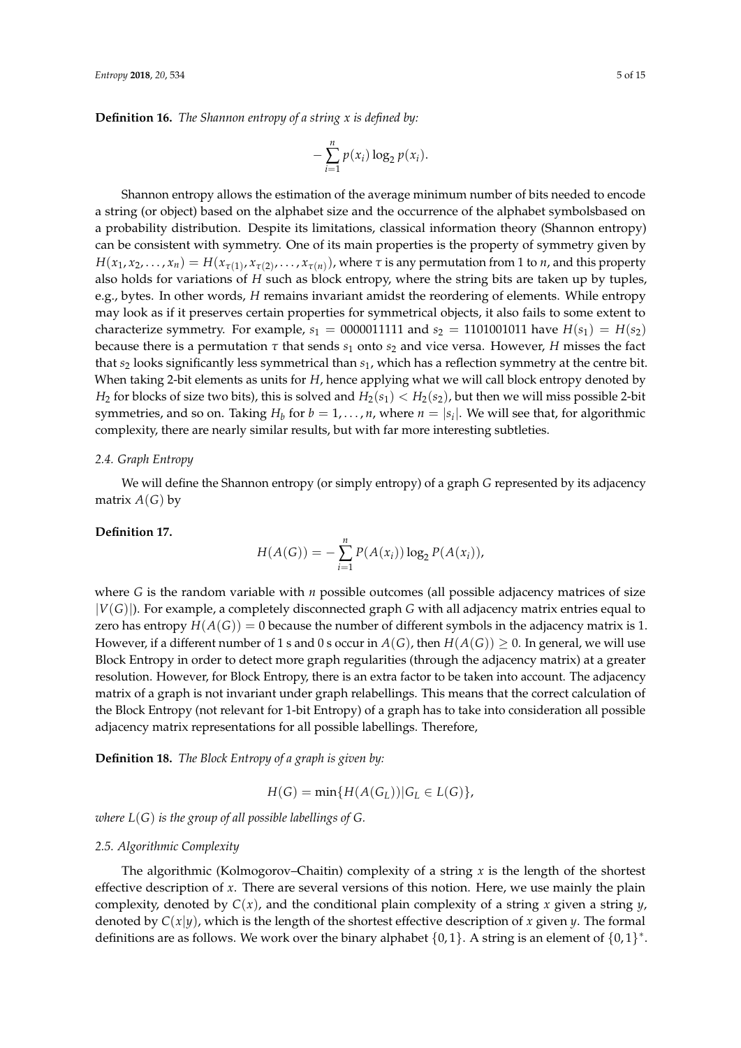**Definition 16.** *The Shannon entropy of a string x is defined by:*

$$-\sum_{i=1}^{n} p(x_i) \log_2 p(x_i).$$

Shannon entropy allows the estimation of the average minimum number of bits needed to encode a string (or object) based on the alphabet size and the occurrence of the alphabet symbolsbased on a probability distribution. Despite its limitations, classical information theory (Shannon entropy) can be consistent with symmetry. One of its main properties is the property of symmetry given by $H(x_1, x_2, \ldots, x_n) = H(x_{\tau(1)}, x_{\tau(2)}, \ldots, x_{\tau(n)})$, where $\tau$ is any permutation from 1 to $n$, and this property also holds for variations of $H$ such as block entropy, where the string bits are taken up by tuples, e.g., bytes. In other words, $H$ remains invariant amidst the reordering of elements. While entropy may look as if it preserves certain properties for symmetrical objects, it also fails to some extent to characterize symmetry. For example, $s_1 = 0000011111$ and $s_2 = 1101001011$ have $H(s_1) = H(s_2)$ because there is a permutation $\tau$ that sends $s_1$ onto $s_2$ and vice versa. However, $H$ misses the fact that $s_2$ looks significantly less symmetrical than $s_1$, which has a reflection symmetry at the centre bit. When taking 2-bit elements as units for $H$, hence applying what we will call block entropy denoted by $H_2$ for blocks of size two bits), this is solved and $H_2(s_1) < H_2(s_2)$, but then we will miss possible 2-bit symmetries, and so on. Taking $H_b$ for $b = 1, \ldots, n$, where $n = |s_i|$. We will see that, for algorithmic complexity, there are nearly similar results, but with far more interesting subtleties.

### 2.4. Graph Entropy

We will define the Shannon entropy (or simply entropy) of a graph $G$ represented by its adjacency matrix $A(G)$ by

**Definition 17.**

$$H(A(G)) = -\sum_{i=1}^{n} P(A(x_i)) \log_2 P(A(x_i)),$$

where $G$ is the random variable with $n$ possible outcomes (all possible adjacency matrices of size $|V(G)|$). For example, a completely disconnected graph $G$ with all adjacency matrix entries equal to zero has entropy $H(A(G)) = 0$ because the number of different symbols in the adjacency matrix is 1. However, if a different number of 1 s and 0 s occur in $A(G)$, then $H(A(G)) \geq 0$. In general, we will use Block Entropy in order to detect more graph regularities (through the adjacency matrix) at a greater resolution. However, for Block Entropy, there is an extra factor to be taken into account. The adjacency matrix of a graph is not invariant under graph relabellings. This means that the correct calculation of the Block Entropy (not relevant for 1-bit Entropy) of a graph has to take into consideration all possible adjacency matrix representations for all possible labellings. Therefore,

**Definition 18.** *The Block Entropy of a graph is given by:*

$$H(G) = \min\{H(A(G_L)) | G_L \in L(G)\},$$

*where $L(G)$ is the group of all possible labellings of $G$.*

### 2.5. Algorithmic Complexity

The algorithmic (Kolmogorov–Chaitin) complexity of a string $x$ is the length of the shortest effective description of $x$. There are several versions of this notion. Here, we use mainly the plain complexity, denoted by $C(x)$, and the conditional plain complexity of a string $x$ given a string $y$, denoted by $C(x|y)$, which is the length of the shortest effective description of $x$ given $y$. The formal definitions are as follows. We work over the binary alphabet $\{0, 1\}$. A string is an element of $\{0, 1\}^*$.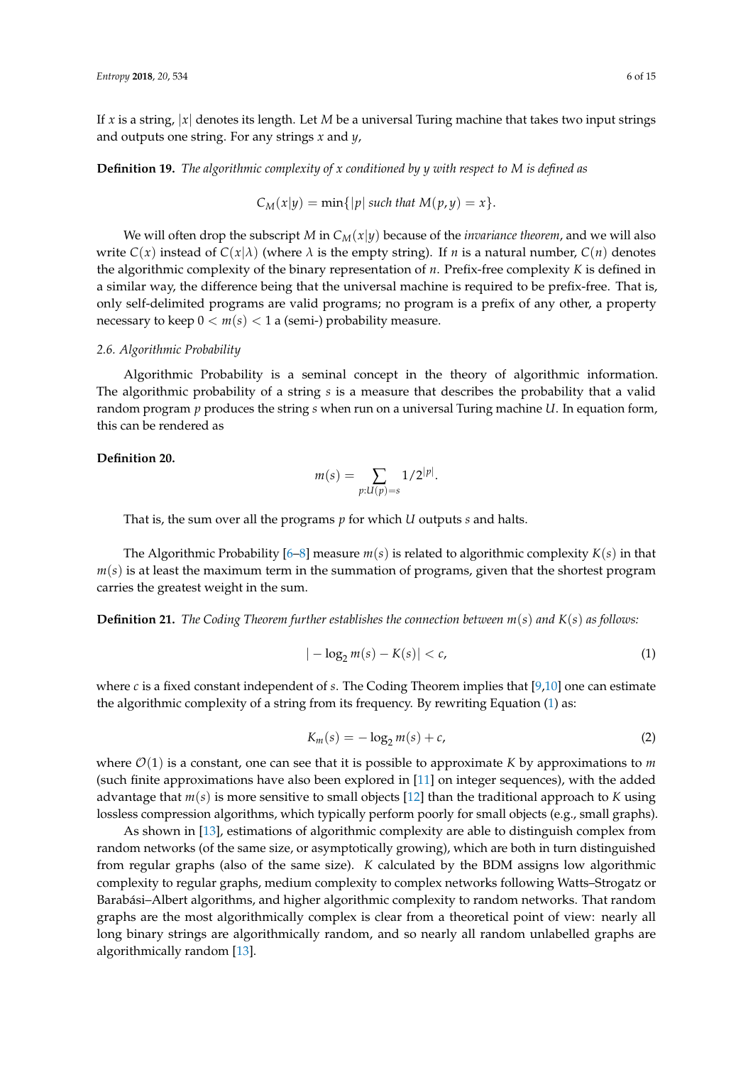If $x$ is a string, $|x|$ denotes its length. Let $M$ be a universal Turing machine that takes two input strings and outputs one string. For any strings $x$ and $y$,

**Definition 19.** *The algorithmic complexity of $x$ conditioned by $y$ with respect to $M$ is defined as*

$$C_M(x|y) = \min\{|p| \text{ such that } M(p,y) = x\}.$$

We will often drop the subscript $M$ in $C_M(x|y)$ because of the *invariance theorem*, and we will also write $C(x)$ instead of $C(x|\lambda)$ (where $\lambda$ is the empty string). If $n$ is a natural number, $C(n)$ denotes the algorithmic complexity of the binary representation of $n$. Prefix-free complexity $K$ is defined in a similar way, the difference being that the universal machine is required to be prefix-free. That is, only self-delimited programs are valid programs; no program is a prefix of any other, a property necessary to keep $0 < m(s) < 1$ a (semi-) probability measure.

### 2.6. Algorithmic Probability

Algorithmic Probability is a seminal concept in the theory of algorithmic information. The algorithmic probability of a string $s$ is a measure that describes the probability that a valid random program $p$ produces the string $s$ when run on a universal Turing machine $U$. In equation form, this can be rendered as

**Definition 20.**

$$m(s) = \sum_{p:U(p)=s} 1/2^{|p|}.$$

That is, the sum over all the programs $p$ for which $U$ outputs $s$ and halts.

The Algorithmic Probability [6–8] measure $m(s)$ is related to algorithmic complexity $K(s)$ in that $m(s)$ is at least the maximum term in the summation of programs, given that the shortest program carries the greatest weight in the sum.

**Definition 21.** *The Coding Theorem further establishes the connection between $m(s)$ and $K(s)$ as follows:*

$$|-\log_2 m(s) - K(s)| < c, \tag{1}$$

where $c$ is a fixed constant independent of $s$. The Coding Theorem implies that [9,10] one can estimate the algorithmic complexity of a string from its frequency. By rewriting Equation (1) as:

$$K_m(s) = -\log_2 m(s) + c, \tag{2}$$

where $\mathcal{O}(1)$ is a constant, one can see that it is possible to approximate $K$ by approximations to $m$ (such finite approximations have also been explored in [11] on integer sequences), with the added advantage that $m(s)$ is more sensitive to small objects [12] than the traditional approach to $K$ using lossless compression algorithms, which typically perform poorly for small objects (e.g., small graphs).

As shown in [13], estimations of algorithmic complexity are able to distinguish complex from random networks (of the same size, or asymptotically growing), which are both in turn distinguished from regular graphs (also of the same size). $K$ calculated by the BDM assigns low algorithmic complexity to regular graphs, medium complexity to complex networks following Watts–Strogatz or Barabási–Albert algorithms, and higher algorithmic complexity to random networks. That random graphs are the most algorithmically complex is clear from a theoretical point of view: nearly all long binary strings are algorithmically random, and so nearly all random unlabelled graphs are algorithmically random [13].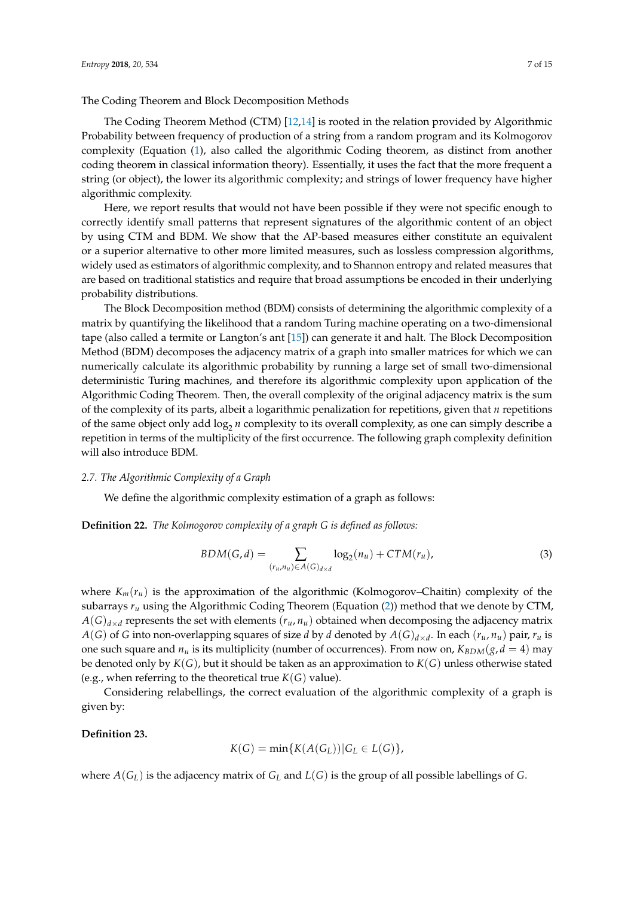The Coding Theorem and Block Decomposition Methods

The Coding Theorem Method (CTM) [12,14] is rooted in the relation provided by Algorithmic Probability between frequency of production of a string from a random program and its Kolmogorov complexity (Equation (1), also called the algorithmic Coding theorem, as distinct from another coding theorem in classical information theory). Essentially, it uses the fact that the more frequent a string (or object), the lower its algorithmic complexity; and strings of lower frequency have higher algorithmic complexity.

Here, we report results that would not have been possible if they were not specific enough to correctly identify small patterns that represent signatures of the algorithmic content of an object by using CTM and BDM. We show that the AP-based measures either constitute an equivalent or a superior alternative to other more limited measures, such as lossless compression algorithms, widely used as estimators of algorithmic complexity, and to Shannon entropy and related measures that are based on traditional statistics and require that broad assumptions be encoded in their underlying probability distributions.

The Block Decomposition method (BDM) consists of determining the algorithmic complexity of a matrix by quantifying the likelihood that a random Turing machine operating on a two-dimensional tape (also called a termite or Langton's ant [15]) can generate it and halt. The Block Decomposition Method (BDM) decomposes the adjacency matrix of a graph into smaller matrices for which we can numerically calculate its algorithmic probability by running a large set of small two-dimensional deterministic Turing machines, and therefore its algorithmic complexity upon application of the Algorithmic Coding Theorem. Then, the overall complexity of the original adjacency matrix is the sum of the complexity of its parts, albeit a logarithmic penalization for repetitions, given that $n$ repetitions of the same object only add $\log_2 n$ complexity to its overall complexity, as one can simply describe a repetition in terms of the multiplicity of the first occurrence. The following graph complexity definition will also introduce BDM.

### *2.7. The Algorithmic Complexity of a Graph*

We define the algorithmic complexity estimation of a graph as follows:

**Definition 22.** *The Kolmogorov complexity of a graph G is defined as follows:*

$$BDM(G,d) = \sum_{(r_u,n_u)\in A(G)_{d\times d}} \log_2(n_u) + CTM(r_u), \tag{3}$$

where $K_m(r_u)$ is the approximation of the algorithmic (Kolmogorov–Chaitin) complexity of the subarrays $r_u$ using the Algorithmic Coding Theorem (Equation (2)) method that we denote by CTM, $A(G)_{d\times d}$ represents the set with elements $(r_u, n_u)$ obtained when decomposing the adjacency matrix $A(G)$ of $G$ into non-overlapping squares of size $d$ by $d$ denoted by $A(G)_{d\times d}$. In each $(r_u, n_u)$ pair, $r_u$ is one such square and $n_u$ is its multiplicity (number of occurrences). From now on, $K_{BDM}(g, d = 4)$ may be denoted only by $K(G)$, but it should be taken as an approximation to $K(G)$ unless otherwise stated (e.g., when referring to the theoretical true $K(G)$ value).

Considering relabellings, the correct evaluation of the algorithmic complexity of a graph is given by:

**Definition 23.**

$$K(G) = \min\{K(A(G_L))|G_L \in L(G)\},$$

where $A(G_L)$ is the adjacency matrix of $G_L$ and $L(G)$ is the group of all possible labellings of $G$.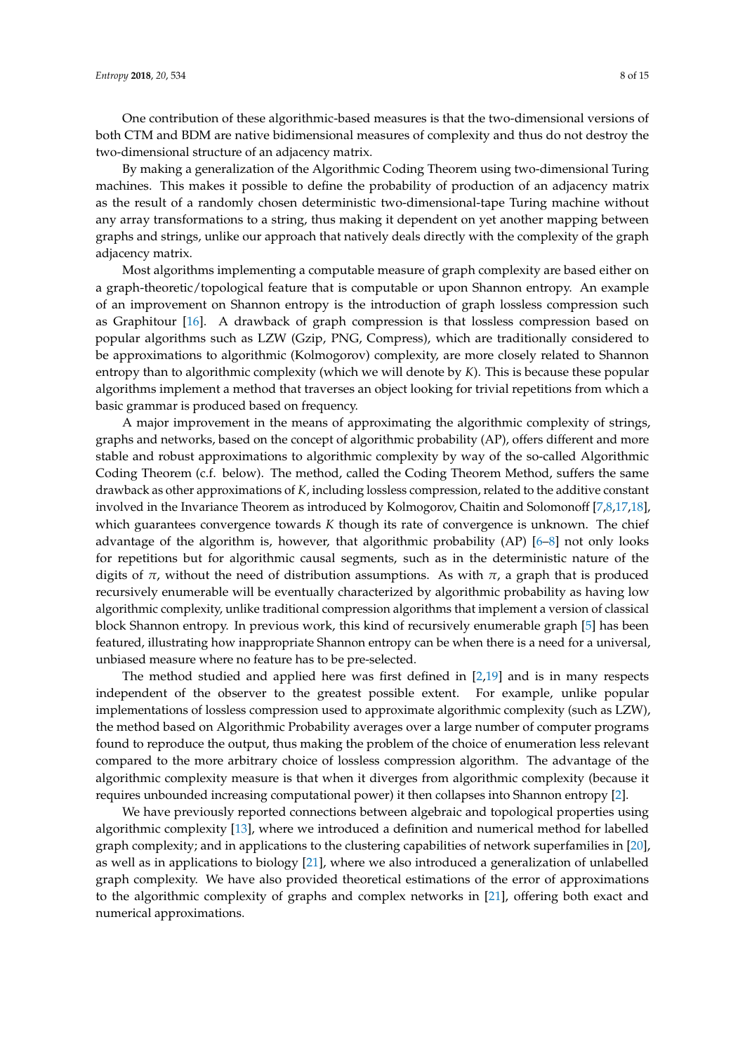One contribution of these algorithmic-based measures is that the two-dimensional versions of both CTM and BDM are native bidimensional measures of complexity and thus do not destroy the two-dimensional structure of an adjacency matrix.

By making a generalization of the Algorithmic Coding Theorem using two-dimensional Turing machines. This makes it possible to define the probability of production of an adjacency matrix as the result of a randomly chosen deterministic two-dimensional-tape Turing machine without any array transformations to a string, thus making it dependent on yet another mapping between graphs and strings, unlike our approach that natively deals directly with the complexity of the graph adjacency matrix.

Most algorithms implementing a computable measure of graph complexity are based either on a graph-theoretic/topological feature that is computable or upon Shannon entropy. An example of an improvement on Shannon entropy is the introduction of graph lossless compression such as Graphitour [16]. A drawback of graph compression is that lossless compression based on popular algorithms such as LZW (Gzip, PNG, Compress), which are traditionally considered to be approximations to algorithmic (Kolmogorov) complexity, are more closely related to Shannon entropy than to algorithmic complexity (which we will denote by $K$). This is because these popular algorithms implement a method that traverses an object looking for trivial repetitions from which a basic grammar is produced based on frequency.

A major improvement in the means of approximating the algorithmic complexity of strings, graphs and networks, based on the concept of algorithmic probability (AP), offers different and more stable and robust approximations to algorithmic complexity by way of the so-called Algorithmic Coding Theorem (c.f. below). The method, called the Coding Theorem Method, suffers the same drawback as other approximations of $K$, including lossless compression, related to the additive constant involved in the Invariance Theorem as introduced by Kolmogorov, Chaitin and Solomonoff [7,8,17,18], which guarantees convergence towards $K$ though its rate of convergence is unknown. The chief advantage of the algorithm is, however, that algorithmic probability (AP) [6–8] not only looks for repetitions but for algorithmic causal segments, such as in the deterministic nature of the digits of $\pi$, without the need of distribution assumptions. As with $\pi$, a graph that is produced recursively enumerable will be eventually characterized by algorithmic probability as having low algorithmic complexity, unlike traditional compression algorithms that implement a version of classical block Shannon entropy. In previous work, this kind of recursively enumerable graph [5] has been featured, illustrating how inappropriate Shannon entropy can be when there is a need for a universal, unbiased measure where no feature has to be pre-selected.

The method studied and applied here was first defined in [2,19] and is in many respects independent of the observer to the greatest possible extent. For example, unlike popular implementations of lossless compression used to approximate algorithmic complexity (such as LZW), the method based on Algorithmic Probability averages over a large number of computer programs found to reproduce the output, thus making the problem of the choice of enumeration less relevant compared to the more arbitrary choice of lossless compression algorithm. The advantage of the algorithmic complexity measure is that when it diverges from algorithmic complexity (because it requires unbounded increasing computational power) it then collapses into Shannon entropy [2].

We have previously reported connections between algebraic and topological properties using algorithmic complexity [13], where we introduced a definition and numerical method for labelled graph complexity; and in applications to the clustering capabilities of network superfamilies in [20], as well as in applications to biology [21], where we also introduced a generalization of unlabelled graph complexity. We have also provided theoretical estimations of the error of approximations to the algorithmic complexity of graphs and complex networks in [21], offering both exact and numerical approximations.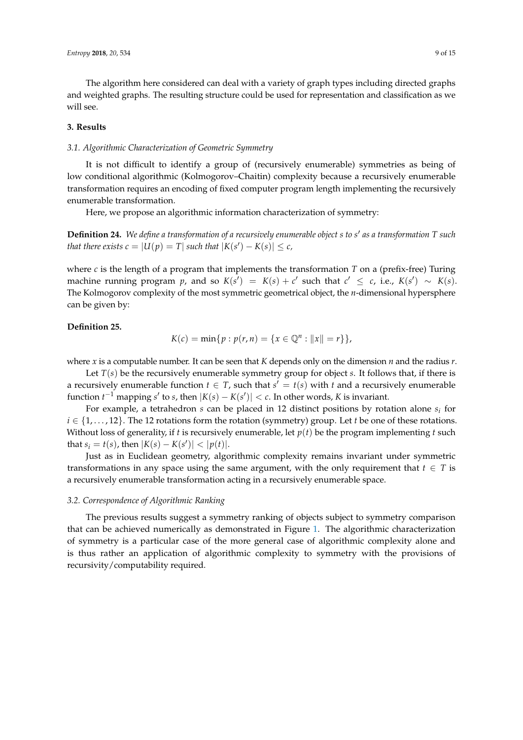The algorithm here considered can deal with a variety of graph types including directed graphs and weighted graphs. The resulting structure could be used for representation and classification as we will see.

## 3. Results

### 3.1. Algorithmic Characterization of Geometric Symmetry

It is not difficult to identify a group of (recursively enumerable) symmetries as being of low conditional algorithmic (Kolmogorov–Chaitin) complexity because a recursively enumerable transformation requires an encoding of fixed computer program length implementing the recursively enumerable transformation.

Here, we propose an algorithmic information characterization of symmetry:

**Definition 24.** *We define a transformation of a recursively enumerable object $s$ to $s'$ as a transformation $T$ such that there exists $c = |U(p) = T|$ such that $|K(s') - K(s)| \leq c$,*

where $c$ is the length of a program that implements the transformation $T$ on a (prefix-free) Turing machine running program $p$, and so $K(s') = K(s) + c'$ such that $c' \leq c$, i.e., $K(s') \sim K(s)$. The Kolmogorov complexity of the most symmetric geometrical object, the $n$-dimensional hypersphere can be given by:

**Definition 25.**

$$K(c) = \min\{p : p(r, n) = \{x \in \mathbb{Q}^n : \|x\| = r\}\},$$

where $x$ is a computable number. It can be seen that $K$ depends only on the dimension $n$ and the radius $r$.

Let $T(s)$ be the recursively enumerable symmetry group for object $s$. It follows that, if there is a recursively enumerable function $t \in T$, such that $s' = t(s)$ with $t$ and a recursively enumerable function $t^{-1}$ mapping $s'$ to $s$, then $|K(s) - K(s')| < c$. In other words, $K$ is invariant.

For example, a tetrahedron $s$ can be placed in 12 distinct positions by rotation alone $s_i$ for $i \in \{1, \ldots, 12\}$. The 12 rotations form the rotation (symmetry) group. Let $t$ be one of these rotations. Without loss of generality, if $t$ is recursively enumerable, let $p(t)$ be the program implementing $t$ such that $s_i = t(s)$, then $|K(s) - K(s')| < |p(t)|$.

Just as in Euclidean geometry, algorithmic complexity remains invariant under symmetric transformations in any space using the same argument, with the only requirement that $t \in T$ is a recursively enumerable transformation acting in a recursively enumerable space.

### 3.2. Correspondence of Algorithmic Ranking

The previous results suggest a symmetry ranking of objects subject to symmetry comparison that can be achieved numerically as demonstrated in Figure 1. The algorithmic characterization of symmetry is a particular case of the more general case of algorithmic complexity alone and is thus rather an application of algorithmic complexity to symmetry with the provisions of recursivity/computability required.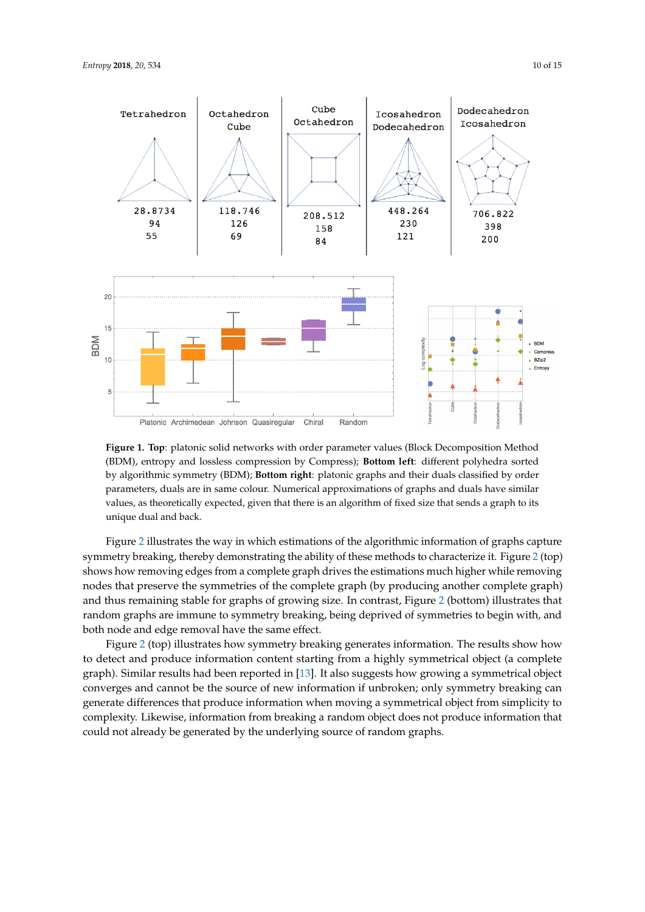**Figure 1. Top**: platonic solid networks with order parameter values (Block Decomposition Method (BDM), entropy and lossless compression by Compress); **Bottom left**: different polyhedra sorted by algorithmic symmetry (BDM); **Bottom right**: platonic graphs and their duals classified by order parameters, duals are in same colour. Numerical approximations of graphs and duals have similar values, as theoretically expected, given that there is an algorithm of fixed size that sends a graph to its unique dual and back.

Figure 2 illustrates the way in which estimations of the algorithmic information of graphs capture symmetry breaking, thereby demonstrating the ability of these methods to characterize it. Figure 2 (top) shows how removing edges from a complete graph drives the estimations much higher while removing nodes that preserve the symmetries of the complete graph (by producing another complete graph) and thus remaining stable for graphs of growing size. In contrast, Figure 2 (bottom) illustrates that random graphs are immune to symmetry breaking, being deprived of symmetries to begin with, and both node and edge removal have the same effect.

Figure 2 (top) illustrates how symmetry breaking generates information. The results show how to detect and produce information content starting from a highly symmetrical object (a complete graph). Similar results had been reported in [13]. It also suggests how growing a symmetrical object converges and cannot be the source of new information if unbroken; only symmetry breaking can generate differences that produce information when moving a symmetrical object from simplicity to complexity. Likewise, information from breaking a random object does not produce information that could not already be generated by the underlying source of random graphs.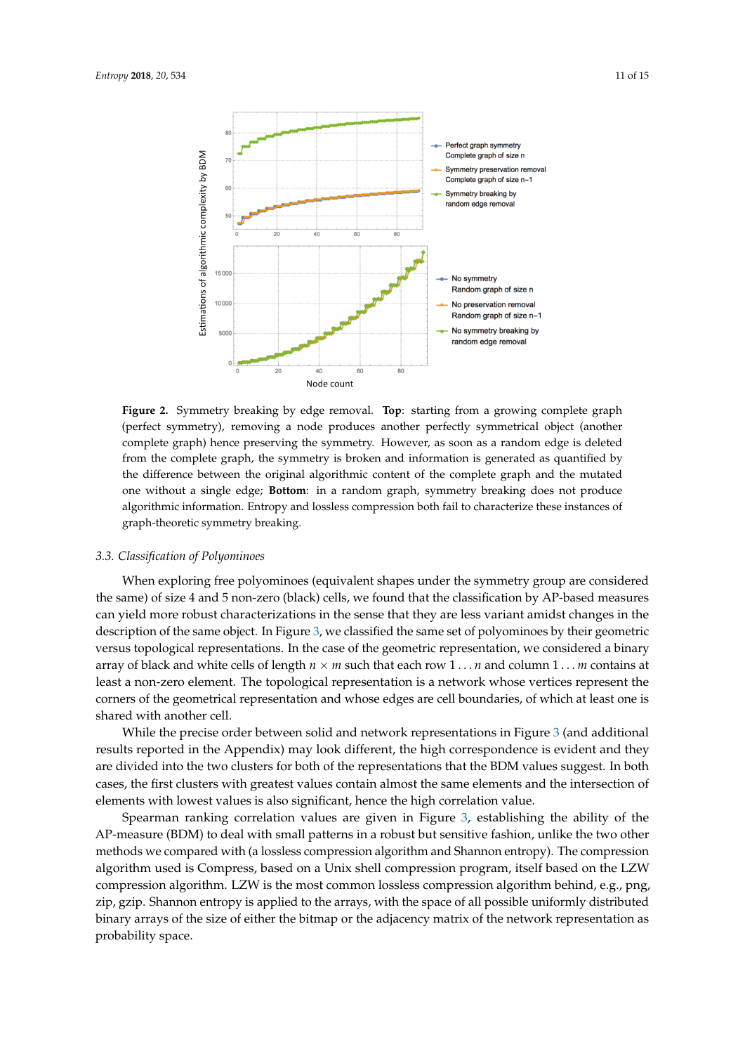**Figure 2.** Symmetry breaking by edge removal. **Top**: starting from a growing complete graph (perfect symmetry), removing a node produces another perfectly symmetrical object (another complete graph) hence preserving the symmetry. However, as soon as a random edge is deleted from the complete graph, the symmetry is broken and information is generated as quantified by the difference between the original algorithmic content of the complete graph and the mutated one without a single edge; **Bottom**: in a random graph, symmetry breaking does not produce algorithmic information. Entropy and lossless compression both fail to characterize these instances of graph-theoretic symmetry breaking.

### 3.3. Classification of Polyominoes

When exploring free polyominoes (equivalent shapes under the symmetry group are considered the same) of size 4 and 5 non-zero (black) cells, we found that the classification by AP-based measures can yield more robust characterizations in the sense that they are less variant amidst changes in the description of the same object. In Figure 3, we classified the same set of polyominoes by their geometric versus topological representations. In the case of the geometric representation, we considered a binary array of black and white cells of length $n \times m$ such that each row $1 \ldots n$ and column $1 \ldots m$ contains at least a non-zero element. The topological representation is a network whose vertices represent the corners of the geometrical representation and whose edges are cell boundaries, of which at least one is shared with another cell.

While the precise order between solid and network representations in Figure 3 (and additional results reported in the Appendix) may look different, the high correspondence is evident and they are divided into the two clusters for both of the representations that the BDM values suggest. In both cases, the first clusters with greatest values contain almost the same elements and the intersection of elements with lowest values is also significant, hence the high correlation value.

Spearman ranking correlation values are given in Figure 3, establishing the ability of the AP-measure (BDM) to deal with small patterns in a robust but sensitive fashion, unlike the two other methods we compared with (a lossless compression algorithm and Shannon entropy). The compression algorithm used is Compress, based on a Unix shell compression program, itself based on the LZW compression algorithm. LZW is the most common lossless compression algorithm behind, e.g., png, zip, gzip. Shannon entropy is applied to the arrays, with the space of all possible uniformly distributed binary arrays of the size of either the bitmap or the adjacency matrix of the network representation as probability space.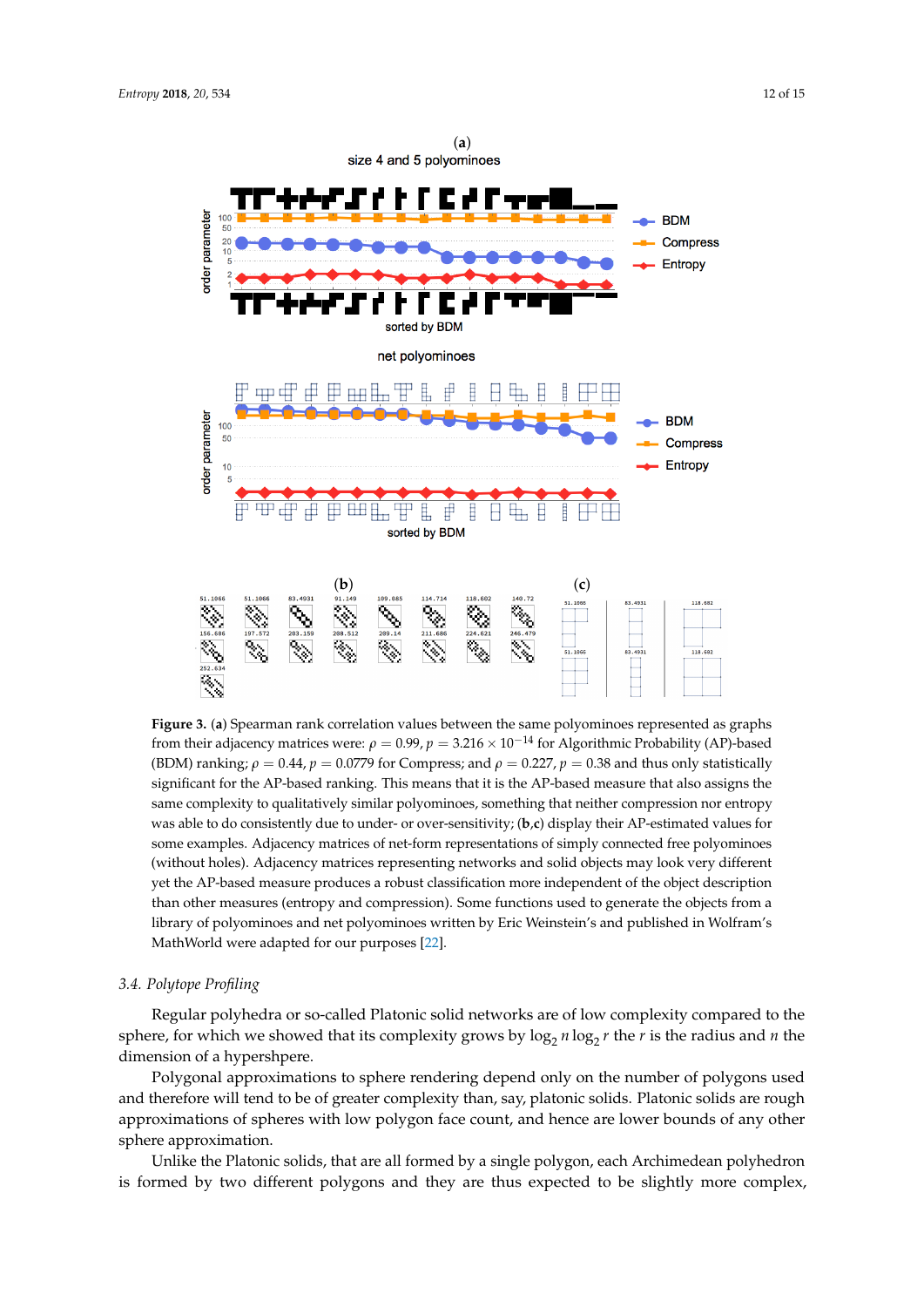**Figure 3.** (**a**) Spearman rank correlation values between the same polyominoes represented as graphs from their adjacency matrices were: $\rho = 0.99$, $p = 3.216 \times 10^{-14}$ for Algorithmic Probability (AP)-based (BDM) ranking; $\rho = 0.44$, $p = 0.0779$ for Compress; and $\rho = 0.227$, $p = 0.38$ and thus only statistically significant for the AP-based ranking. This means that it is the AP-based measure that also assigns the same complexity to qualitatively similar polyominoes, something that neither compression nor entropy was able to do consistently due to under- or over-sensitivity; (**b**,**c**) display their AP-estimated values for some examples. Adjacency matrices of net-form representations of simply connected free polyominoes (without holes). Adjacency matrices representing networks and solid objects may look very different yet the AP-based measure produces a robust classification more independent of the object description than other measures (entropy and compression). Some functions used to generate the objects from a library of polyominoes and net polyominoes written by Eric Weinstein's and published in Wolfram's MathWorld were adapted for our purposes [22].

### 3.4. Polytope Profiling

Regular polyhedra or so-called Platonic solid networks are of low complexity compared to the sphere, for which we showed that its complexity grows by $\log_2 n \log_2 r$ the $r$ is the radius and $n$ the dimension of a hypershpere.

Polygonal approximations to sphere rendering depend only on the number of polygons used and therefore will tend to be of greater complexity than, say, platonic solids. Platonic solids are rough approximations of spheres with low polygon face count, and hence are lower bounds of any other sphere approximation.

Unlike the Platonic solids, that are all formed by a single polygon, each Archimedean polyhedron is formed by two different polygons and they are thus expected to be slightly more complex,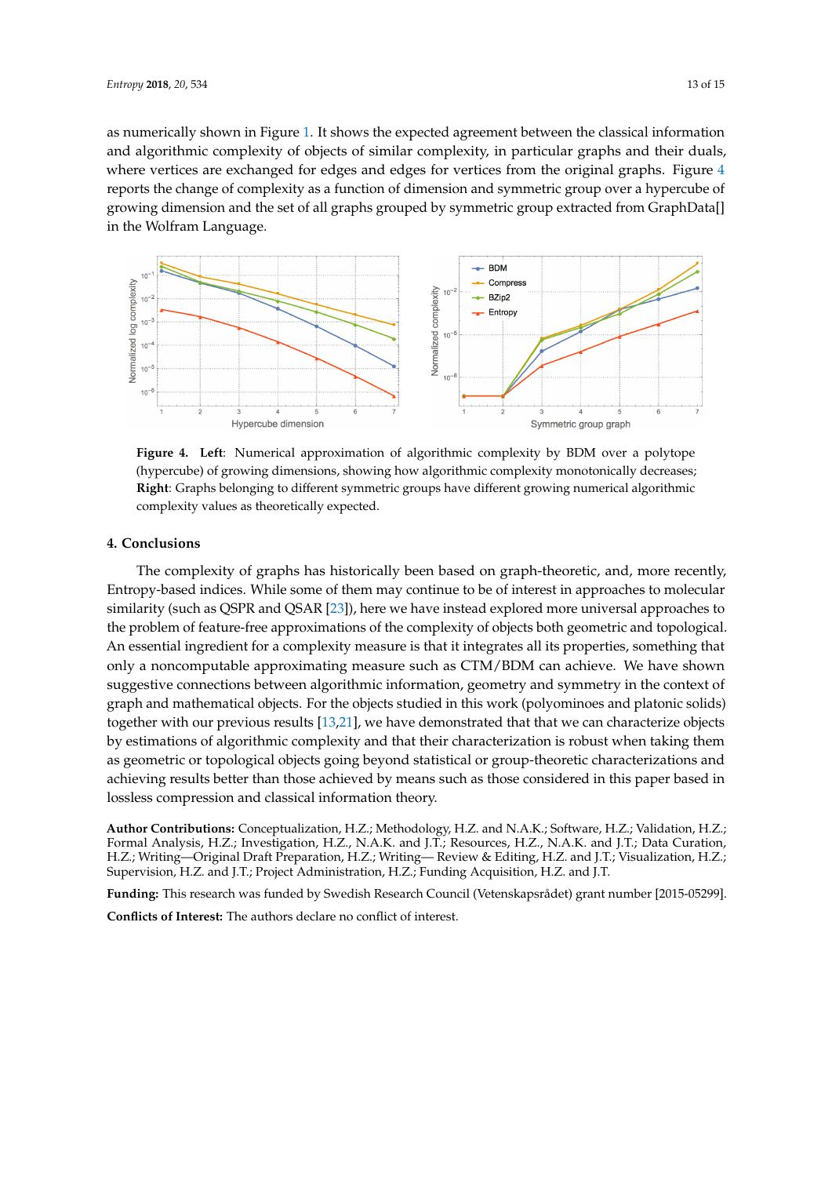as numerically shown in Figure 1. It shows the expected agreement between the classical information and algorithmic complexity of objects of similar complexity, in particular graphs and their duals, where vertices are exchanged for edges and edges for vertices from the original graphs. Figure 4 reports the change of complexity as a function of dimension and symmetric group over a hypercube of growing dimension and the set of all graphs grouped by symmetric group extracted from GraphData[] in the Wolfram Language.

Normalized log complexity
$10^{-1}$
$10^{-2}$
$10^{-3}$
$10^{-4}$
$10^{-5}$
$10^{-6}$
1 2 3 4 5 6 7
Hypercube dimension

Normalized complexity
$10^{-2}$
$10^{-5}$
$10^{-8}$
1 2 3 4 5 6 7
Symmetric group graph
BDM
Compress
BZip2
Entropy

**Figure 4.** **Left**: Numerical approximation of algorithmic complexity by BDM over a polytope (hypercube) of growing dimensions, showing how algorithmic complexity monotonically decreases; **Right**: Graphs belonging to different symmetric groups have different growing numerical algorithmic complexity values as theoretically expected.

## 4. Conclusions

The complexity of graphs has historically been based on graph-theoretic, and, more recently, Entropy-based indices. While some of them may continue to be of interest in approaches to molecular similarity (such as QSPR and QSAR [23]), here we have instead explored more universal approaches to the problem of feature-free approximations of the complexity of objects both geometric and topological. An essential ingredient for a complexity measure is that it integrates all its properties, something that only a noncomputable approximating measure such as CTM/BDM can achieve. We have shown suggestive connections between algorithmic information, geometry and symmetry in the context of graph and mathematical objects. For the objects studied in this work (polyominoes and platonic solids) together with our previous results [13,21], we have demonstrated that that we can characterize objects by estimations of algorithmic complexity and that their characterization is robust when taking them as geometric or topological objects going beyond statistical or group-theoretic characterizations and achieving results better than those achieved by means such as those considered in this paper based in lossless compression and classical information theory.

**Author Contributions:** Conceptualization, H.Z.; Methodology, H.Z. and N.A.K.; Software, H.Z.; Validation, H.Z.; Formal Analysis, H.Z.; Investigation, H.Z., N.A.K. and J.T.; Resources, H.Z., N.A.K. and J.T.; Data Curation, H.Z.; Writing—Original Draft Preparation, H.Z.; Writing— Review & Editing, H.Z. and J.T.; Visualization, H.Z.; Supervision, H.Z. and J.T.; Project Administration, H.Z.; Funding Acquisition, H.Z. and J.T.

**Funding:** This research was funded by Swedish Research Council (Vetenskapsrådet) grant number [2015-05299].

**Conflicts of Interest:** The authors declare no conflict of interest.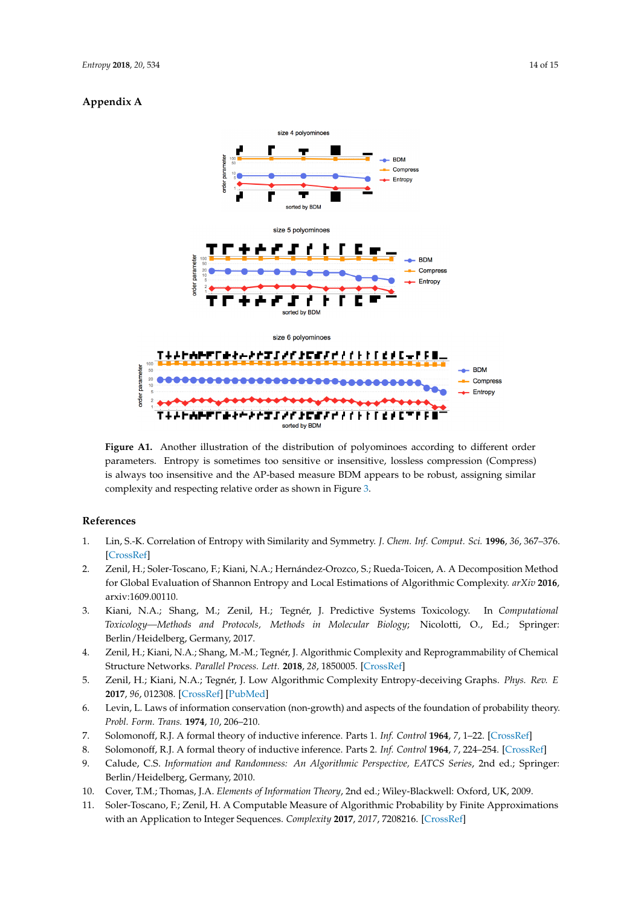## Appendix A

**Figure A1.** Another illustration of the distribution of polyominoes according to different order parameters. Entropy is sometimes too sensitive or insensitive, lossless compression (Compress) is always too insensitive and the AP-based measure BDM appears to be robust, assigning similar complexity and respecting relative order as shown in Figure 3.

## References

1. Lin, S.-K. Correlation of Entropy with Similarity and Symmetry. *J. Chem. Inf. Comput. Sci.* **1996**, *36*, 367–376. [CrossRef]
2. Zenil, H.; Soler-Toscano, F.; Kiani, N.A.; Hernández-Orozco, S.; Rueda-Toicen, A. A Decomposition Method for Global Evaluation of Shannon Entropy and Local Estimations of Algorithmic Complexity. *arXiv* **2016**, arxiv:1609.00110.
3. Kiani, N.A.; Shang, M.; Zenil, H.; Tegnér, J. Predictive Systems Toxicology. In *Computational Toxicology—Methods and Protocols, Methods in Molecular Biology*; Nicolotti, O., Ed.; Springer: Berlin/Heidelberg, Germany, 2017.
4. Zenil, H.; Kiani, N.A.; Shang, M.-M.; Tegnér, J. Algorithmic Complexity and Reprogrammability of Chemical Structure Networks. *Parallel Process. Lett.* **2018**, *28*, 1850005. [CrossRef]
5. Zenil, H.; Kiani, N.A.; Tegnér, J. Low Algorithmic Complexity Entropy-deceiving Graphs. *Phys. Rev. E* **2017**, *96*, 012308. [CrossRef] [PubMed]
6. Levin, L. Laws of information conservation (non-growth) and aspects of the foundation of probability theory. *Probl. Form. Trans.* **1974**, *10*, 206–210.
7. Solomonoff, R.J. A formal theory of inductive inference. Parts 1. *Inf. Control* **1964**, *7*, 1–22. [CrossRef]
8. Solomonoff, R.J. A formal theory of inductive inference. Parts 2. *Inf. Control* **1964**, *7*, 224–254. [CrossRef]
9. Calude, C.S. *Information and Randomness: An Algorithmic Perspective, EATCS Series*, 2nd ed.; Springer: Berlin/Heidelberg, Germany, 2010.
10. Cover, T.M.; Thomas, J.A. *Elements of Information Theory*, 2nd ed.; Wiley-Blackwell: Oxford, UK, 2009.
11. Soler-Toscano, F.; Zenil, H. A Computable Measure of Algorithmic Probability by Finite Approximations with an Application to Integer Sequences. *Complexity* **2017**, *2017*, 7208216. [CrossRef]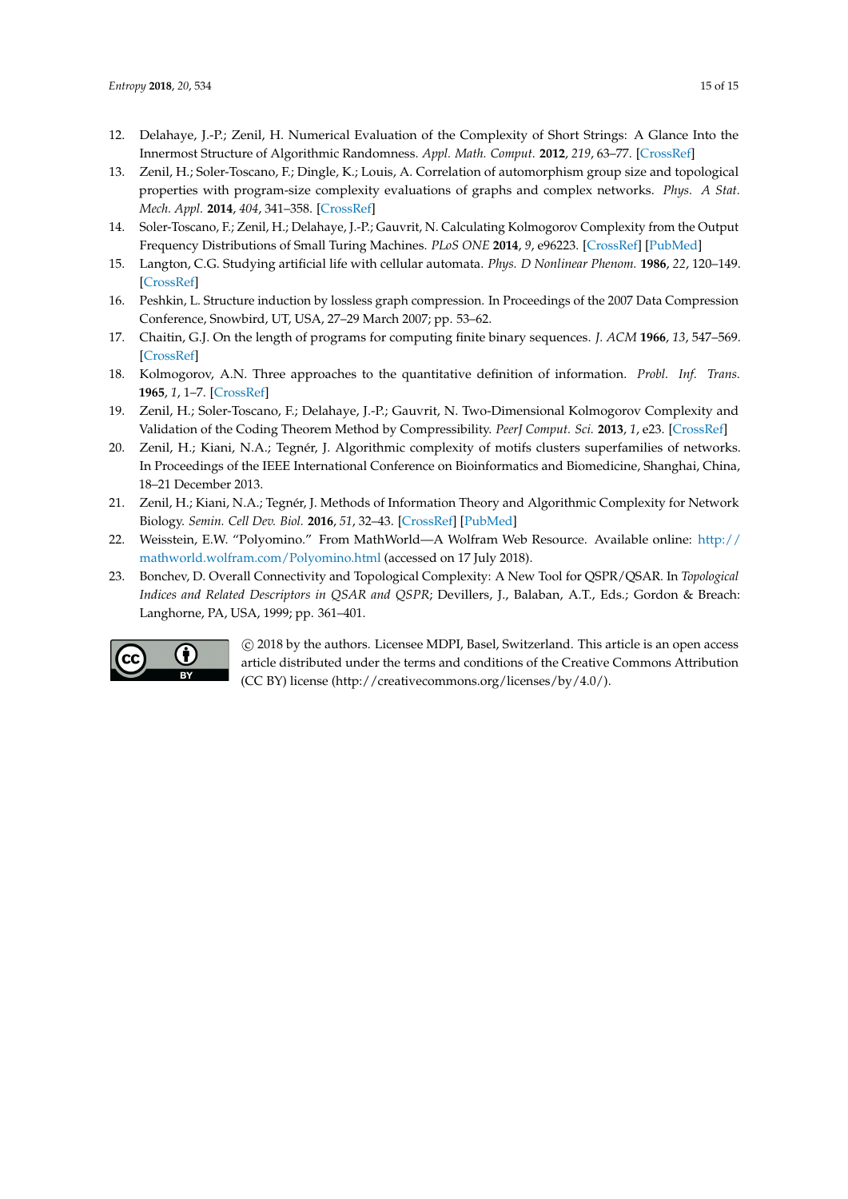12. Delahaye, J.-P.; Zenil, H. Numerical Evaluation of the Complexity of Short Strings: A Glance Into the Innermost Structure of Algorithmic Randomness. *Appl. Math. Comput.* **2012**, *219*, 63–77. [CrossRef]
13. Zenil, H.; Soler-Toscano, F.; Dingle, K.; Louis, A. Correlation of automorphism group size and topological properties with program-size complexity evaluations of graphs and complex networks. *Phys. A Stat. Mech. Appl.* **2014**, *404*, 341–358. [CrossRef]
14. Soler-Toscano, F.; Zenil, H.; Delahaye, J.-P.; Gauvrit, N. Calculating Kolmogorov Complexity from the Output Frequency Distributions of Small Turing Machines. *PLoS ONE* **2014**, *9*, e96223. [CrossRef] [PubMed]
15. Langton, C.G. Studying artificial life with cellular automata. *Phys. D Nonlinear Phenom.* **1986**, *22*, 120–149. [CrossRef]
16. Peshkin, L. Structure induction by lossless graph compression. In Proceedings of the 2007 Data Compression Conference, Snowbird, UT, USA, 27–29 March 2007; pp. 53–62.
17. Chaitin, G.J. On the length of programs for computing finite binary sequences. *J. ACM* **1966**, *13*, 547–569. [CrossRef]
18. Kolmogorov, A.N. Three approaches to the quantitative definition of information. *Probl. Inf. Trans.* **1965**, *1*, 1–7. [CrossRef]
19. Zenil, H.; Soler-Toscano, F.; Delahaye, J.-P.; Gauvrit, N. Two-Dimensional Kolmogorov Complexity and Validation of the Coding Theorem Method by Compressibility. *PeerJ Comput. Sci.* **2013**, *1*, e23. [CrossRef]
20. Zenil, H.; Kiani, N.A.; Tegnér, J. Algorithmic complexity of motifs clusters superfamilies of networks. In Proceedings of the IEEE International Conference on Bioinformatics and Biomedicine, Shanghai, China, 18–21 December 2013.
21. Zenil, H.; Kiani, N.A.; Tegnér, J. Methods of Information Theory and Algorithmic Complexity for Network Biology. *Semin. Cell Dev. Biol.* **2016**, *51*, 32–43. [CrossRef] [PubMed]
22. Weisstein, E.W. "Polyomino." From MathWorld—A Wolfram Web Resource. Available online: http://mathworld.wolfram.com/Polyomino.html (accessed on 17 July 2018).
23. Bonchev, D. Overall Connectivity and Topological Complexity: A New Tool for QSPR/QSAR. In *Topological Indices and Related Descriptors in QSAR and QSPR*; Devillers, J., Balaban, A.T., Eds.; Gordon & Breach: Langhorne, PA, USA, 1999; pp. 361–401.

© 2018 by the authors. Licensee MDPI, Basel, Switzerland. This article is an open access article distributed under the terms and conditions of the Creative Commons Attribution (CC BY) license (http://creativecommons.org/licenses/by/4.0/).